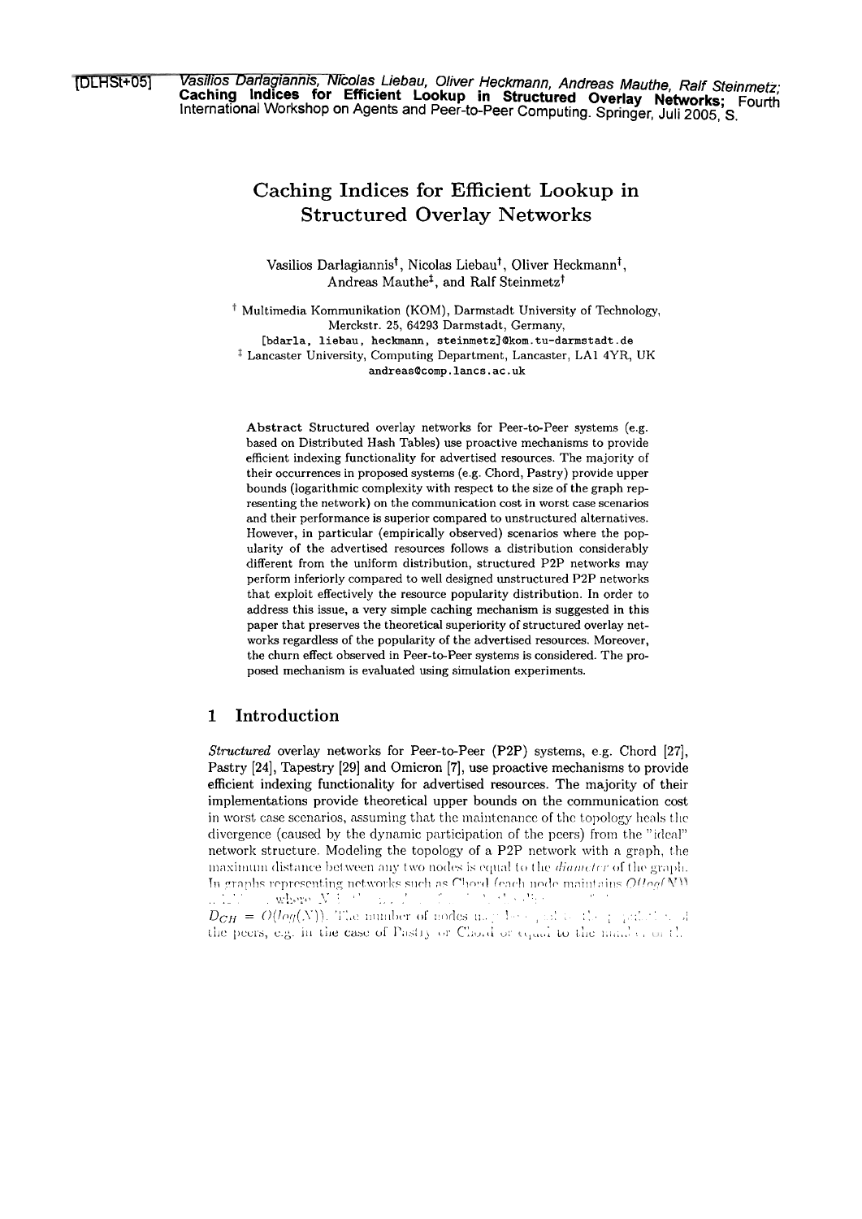[DLHSt+05] *Vasilios Darlagiannis, Nicolas Liebau, Oliver Heckmann, Andreas Mauthe, Ralf Steinmetz;* **Caching Indices for Efficient Lookup in Structured Overlay Networks;** Fourth International Workshop on Agents and Peer-to-Peer Computing. Springer, Juli 2005, S.

# Caching Indices for Efficient Lookup in Structured Overlay Networks

Vasilios Darlagiannis†, Nicolas Liebau†, Oliver Heckmann†, Andreas Mauthe‡, and Ralf Steinmetz†

† Multimedia Kommunikation (KOM), Darmstadt University of Technology, Merckstr. 25, 64293 Darmstadt, Germany,
[bdarla, liebau, heckmann, steinmetz]@kom.tu-darmstadt.de
‡ Lancaster University, Computing Department, Lancaster, LA1 4YR, UK
andreas@comp.lancs.ac.uk

**Abstract** Structured overlay networks for Peer-to-Peer systems (e.g. based on Distributed Hash Tables) use proactive mechanisms to provide efficient indexing functionality for advertised resources. The majority of their occurrences in proposed systems (e.g. Chord, Pastry) provide upper bounds (logarithmic complexity with respect to the size of the graph representing the network) on the communication cost in worst case scenarios and their performance is superior compared to unstructured alternatives. However, in particular (empirically observed) scenarios where the popularity of the advertised resources follows a distribution considerably different from the uniform distribution, structured P2P networks may perform inferiorly compared to well designed unstructured P2P networks that exploit effectively the resource popularity distribution. In order to address this issue, a very simple caching mechanism is suggested in this paper that preserves the theoretical superiority of structured overlay networks regardless of the popularity of the advertised resources. Moreover, the churn effect observed in Peer-to-Peer systems is considered. The proposed mechanism is evaluated using simulation experiments.

## 1 Introduction

*Structured* overlay networks for Peer-to-Peer (P2P) systems, e.g. Chord [27], Pastry [24], Tapestry [29] and Omicron [7], use proactive mechanisms to provide efficient indexing functionality for advertised resources. The majority of their implementations provide theoretical upper bounds on the communication cost in worst case scenarios, assuming that the maintenance of the topology heals the divergence (caused by the dynamic participation of the peers) from the "ideal" network structure. Modeling the topology of a P2P network with a graph, the maximum distance between any two nodes is equal to the *diameter* of the graph. In graphs representing networks such as Chord (each node maintains $O(log(N))$ ... where $N$ ... $D_{CH} = O(log(N))$. The number of nodes ... the peers, e.g. in the case of Pastry or Chord or equal to the ...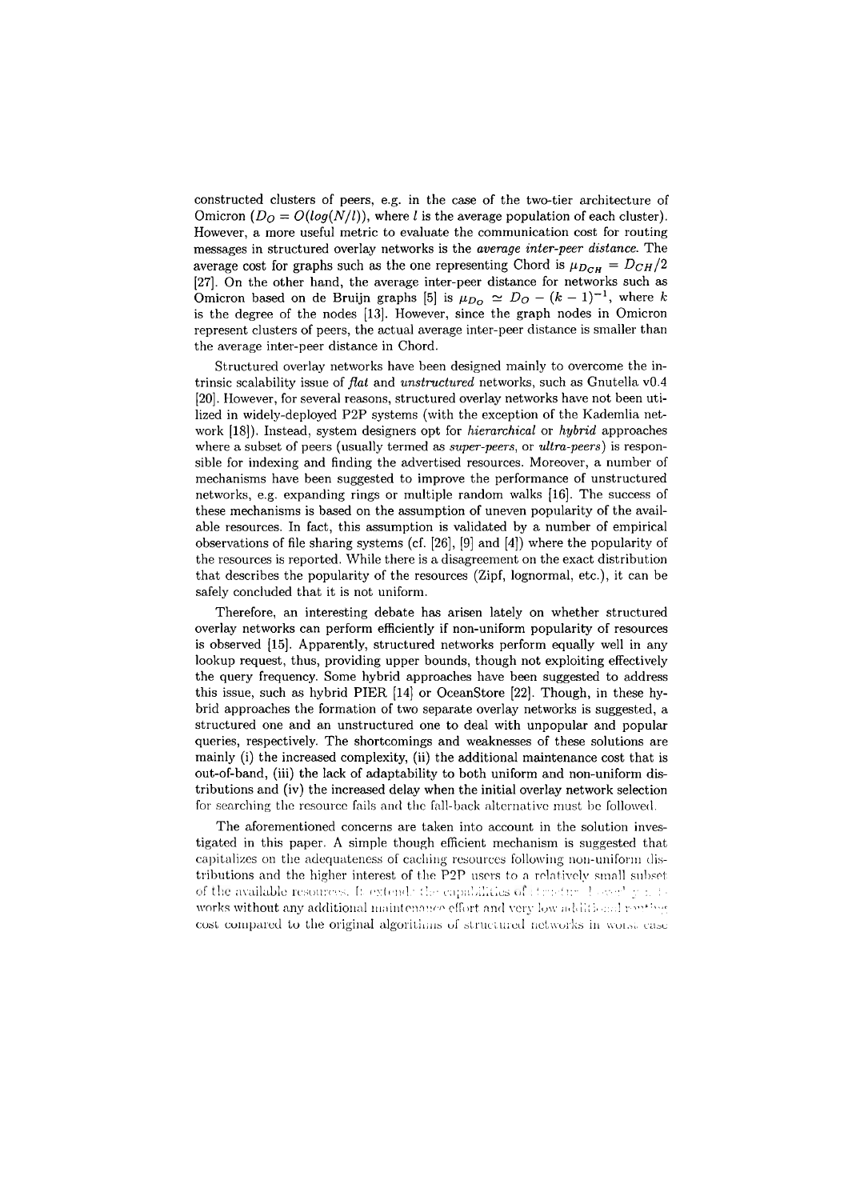constructed clusters of peers, e.g. in the case of the two-tier architecture of Omicron ($D_O = O(log(N/l))$, where $l$ is the average population of each cluster). However, a more useful metric to evaluate the communication cost for routing messages in structured overlay networks is the *average inter-peer distance*. The average cost for graphs such as the one representing Chord is $\mu_{D_{CH}} = D_{CH}/2$ [27]. On the other hand, the average inter-peer distance for networks such as Omicron based on de Bruijn graphs [5] is $\mu_{D_O} \simeq D_O - (k-1)^{-1}$, where $k$ is the degree of the nodes [13]. However, since the graph nodes in Omicron represent clusters of peers, the actual average inter-peer distance is smaller than the average inter-peer distance in Chord.

Structured overlay networks have been designed mainly to overcome the intrinsic scalability issue of *flat* and *unstructured* networks, such as Gnutella v0.4 [20]. However, for several reasons, structured overlay networks have not been utilized in widely-deployed P2P systems (with the exception of the Kademlia network [18]). Instead, system designers opt for *hierarchical* or *hybrid* approaches where a subset of peers (usually termed as *super-peers*, or *ultra-peers*) is responsible for indexing and finding the advertised resources. Moreover, a number of mechanisms have been suggested to improve the performance of unstructured networks, e.g. expanding rings or multiple random walks [16]. The success of these mechanisms is based on the assumption of uneven popularity of the available resources. In fact, this assumption is validated by a number of empirical observations of file sharing systems (cf. [26], [9] and [4]) where the popularity of the resources is reported. While there is a disagreement on the exact distribution that describes the popularity of the resources (Zipf, lognormal, etc.), it can be safely concluded that it is not uniform.

Therefore, an interesting debate has arisen lately on whether structured overlay networks can perform efficiently if non-uniform popularity of resources is observed [15]. Apparently, structured networks perform equally well in any lookup request, thus, providing upper bounds, though not exploiting effectively the query frequency. Some hybrid approaches have been suggested to address this issue, such as hybrid PIER [14] or OceanStore [22]. Though, in these hybrid approaches the formation of two separate overlay networks is suggested, a structured one and an unstructured one to deal with unpopular and popular queries, respectively. The shortcomings and weaknesses of these solutions are mainly (i) the increased complexity, (ii) the additional maintenance cost that is out-of-band, (iii) the lack of adaptability to both uniform and non-uniform distributions and (iv) the increased delay when the initial overlay network selection for searching the resource fails and the fall-back alternative must be followed.

The aforementioned concerns are taken into account in the solution investigated in this paper. A simple though efficient mechanism is suggested that capitalizes on the adequateness of caching resources following non-uniform distributions and the higher interest of the P2P users to a relatively small subset of the available resources. It extends the capabilities of structured overlay networks without any additional maintenance effort and very low additional routing cost compared to the original algorithms of structured networks in worst case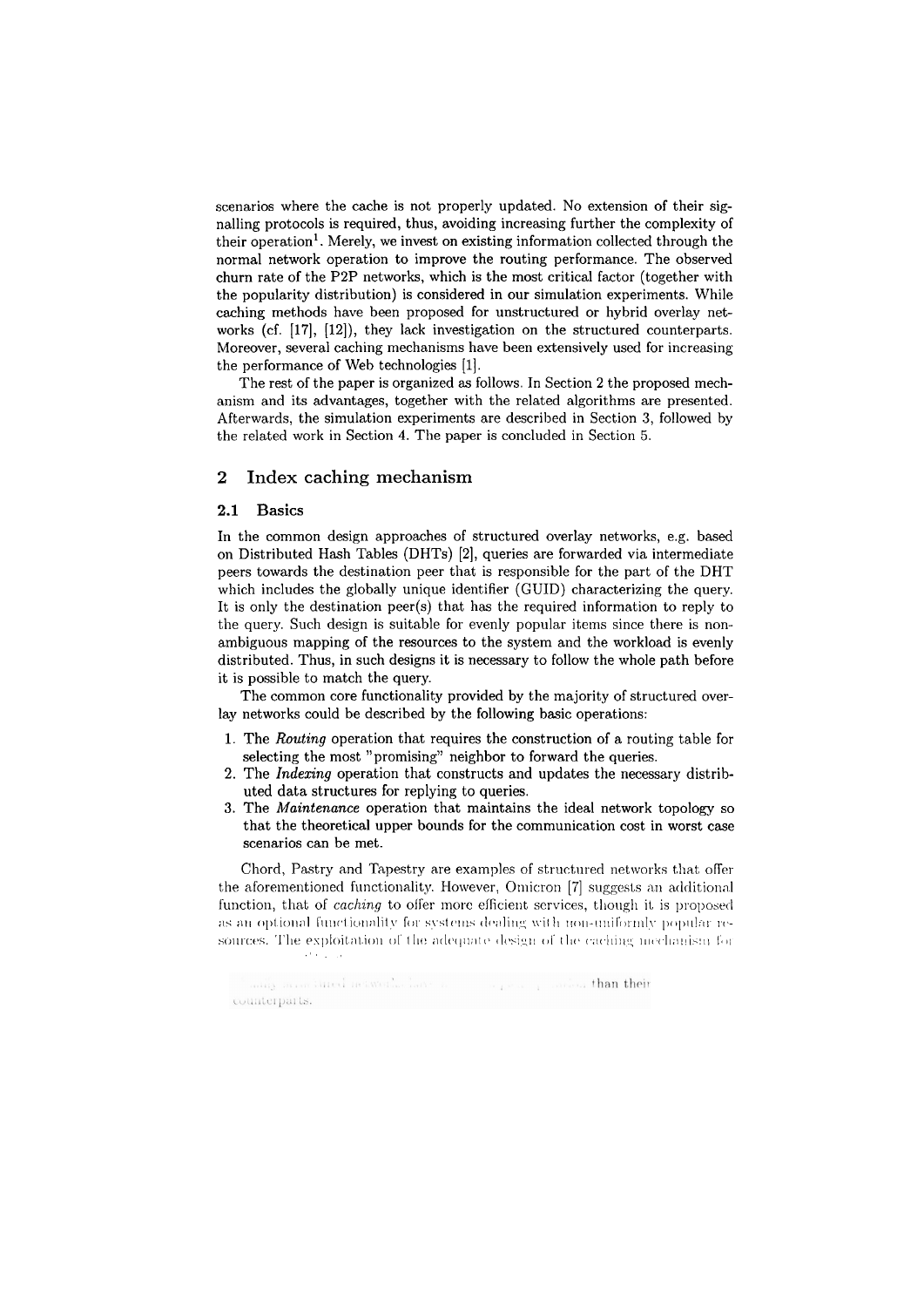scenarios where the cache is not properly updated. No extension of their signalling protocols is required, thus, avoiding increasing further the complexity of their operation[1]. Merely, we invest on existing information collected through the normal network operation to improve the routing performance. The observed churn rate of the P2P networks, which is the most critical factor (together with the popularity distribution) is considered in our simulation experiments. While caching methods have been proposed for unstructured or hybrid overlay networks (cf. [17], [12]), they lack investigation on the structured counterparts. Moreover, several caching mechanisms have been extensively used for increasing the performance of Web technologies [1].

The rest of the paper is organized as follows. In Section 2 the proposed mechanism and its advantages, together with the related algorithms are presented. Afterwards, the simulation experiments are described in Section 3, followed by the related work in Section 4. The paper is concluded in Section 5.

## 2 Index caching mechanism

### 2.1 Basics

In the common design approaches of structured overlay networks, e.g. based on Distributed Hash Tables (DHTs) [2], queries are forwarded via intermediate peers towards the destination peer that is responsible for the part of the DHT which includes the globally unique identifier (GUID) characterizing the query. It is only the destination peer(s) that has the required information to reply to the query. Such design is suitable for evenly popular items since there is non-ambiguous mapping of the resources to the system and the workload is evenly distributed. Thus, in such designs it is necessary to follow the whole path before it is possible to match the query.

The common core functionality provided by the majority of structured overlay networks could be described by the following basic operations:

1. The *Routing* operation that requires the construction of a routing table for selecting the most "promising" neighbor to forward the queries.
2. The *Indexing* operation that constructs and updates the necessary distributed data structures for replying to queries.
3. The *Maintenance* operation that maintains the ideal network topology so that the theoretical upper bounds for the communication cost in worst case scenarios can be met.

Chord, Pastry and Tapestry are examples of structured networks that offer the aforementioned functionality. However, Omicron [7] suggests an additional function, that of *caching* to offer more efficient services, though it is proposed as an optional functionality for systems dealing with non-uniformly popular resources. The exploitation of the adequate design of the caching mechanism for

[1] ... than their counterparts.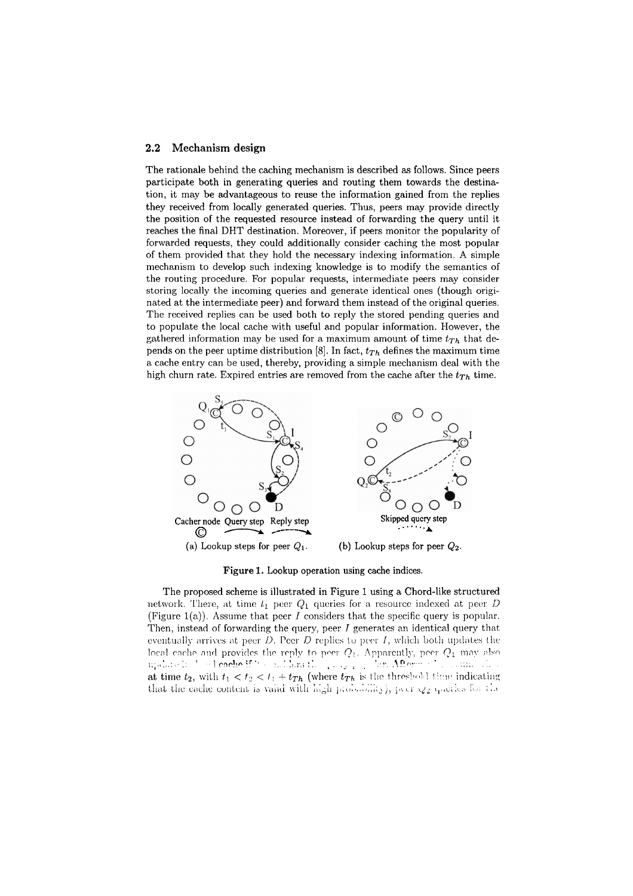### 2.2 Mechanism design

The rationale behind the caching mechanism is described as follows. Since peers participate both in generating queries and routing them towards the destination, it may be advantageous to reuse the information gained from the replies they received from locally generated queries. Thus, peers may provide directly the position of the requested resource instead of forwarding the query until it reaches the final DHT destination. Moreover, if peers monitor the popularity of forwarded requests, they could additionally consider caching the most popular of them provided that they hold the necessary indexing information. A simple mechanism to develop such indexing knowledge is to modify the semantics of the routing procedure. For popular requests, intermediate peers may consider storing locally the incoming queries and generate identical ones (though originated at the intermediate peer) and forward them instead of the original queries. The received replies can be used both to reply the stored pending queries and to populate the local cache with useful and popular information. However, the gathered information may be used for a maximum amount of time $t_{Th}$ that depends on the peer uptime distribution [8]. In fact, $t_{Th}$ defines the maximum time a cache entry can be used, thereby, providing a simple mechanism deal with the high churn rate. Expired entries are removed from the cache after the $t_{Th}$ time.

(a) Lookup steps for peer $Q_1$. (b) Lookup steps for peer $Q_2$.

**Figure 1.** Lookup operation using cache indices.

The proposed scheme is illustrated in Figure 1 using a Chord-like structured network. There, at time $t_1$ peer $Q_1$ queries for a resource indexed at peer $D$ (Figure 1(a)). Assume that peer $I$ considers that the specific query is popular. Then, instead of forwarding the query, peer $I$ generates an identical query that eventually arrives at peer $D$. Peer $D$ replies to peer $I$, which both updates the local cache and provides the reply to peer $Q_1$. Apparently, peer $Q_1$ may also update its local cache if it considers the query popular. Afterwards, assume that at time $t_2$, with $t_1 < t_2 < t_1 + t_{Th}$ (where $t_{Th}$ is the threshold time indicating that the cache content is valid with high probability), peer $Q_2$ queries for the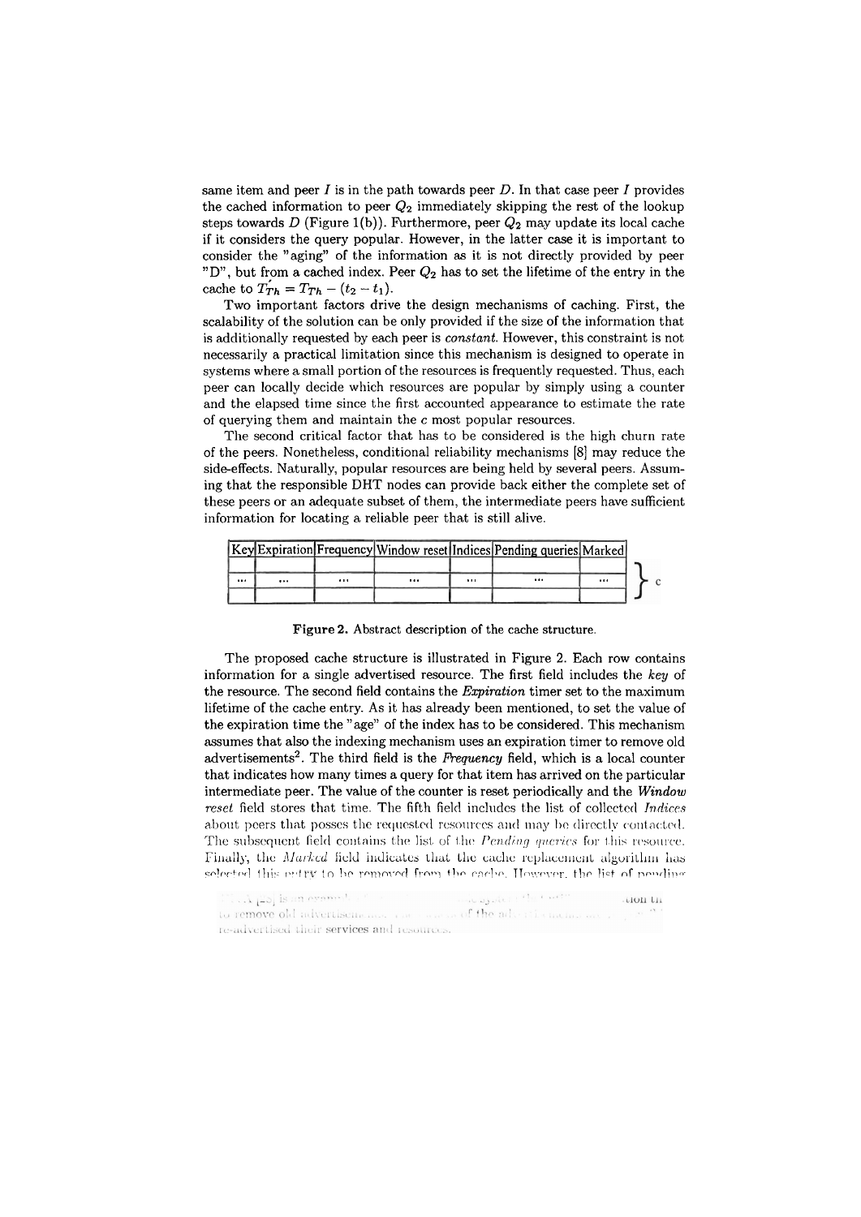same item and peer $I$ is in the path towards peer $D$. In that case peer $I$ provides the cached information to peer $Q_2$ immediately skipping the rest of the lookup steps towards $D$ (Figure 1(b)). Furthermore, peer $Q_2$ may update its local cache if it considers the query popular. However, in the latter case it is important to consider the "aging" of the information as it is not directly provided by peer "D", but from a cached index. Peer $Q_2$ has to set the lifetime of the entry in the cache to $T_{Th}^{'} = T_{Th} - (t_2 - t_1)$.

Two important factors drive the design mechanisms of caching. First, the scalability of the solution can be only provided if the size of the information that is additionally requested by each peer is *constant*. However, this constraint is not necessarily a practical limitation since this mechanism is designed to operate in systems where a small portion of the resources is frequently requested. Thus, each peer can locally decide which resources are popular by simply using a counter and the elapsed time since the first accounted appearance to estimate the rate of querying them and maintain the $c$ most popular resources.

The second critical factor that has to be considered is the high churn rate of the peers. Nonetheless, conditional reliability mechanisms [8] may reduce the side-effects. Naturally, popular resources are being held by several peers. Assuming that the responsible DHT nodes can provide back either the complete set of these peers or an adequate subset of them, the intermediate peers have sufficient information for locating a reliable peer that is still alive.

| Key | Expiration | Frequency | Window reset | Indices | Pending queries | Marked |
|---|---|---|---|---|---|---|
| | | | | | | |
| ... | ... | ... | ... | ... | ... | ... |
| | | | | | | |

} c

**Figure 2.** Abstract description of the cache structure.

The proposed cache structure is illustrated in Figure 2. Each row contains information for a single advertised resource. The first field includes the *key* of the resource. The second field contains the *Expiration* timer set to the maximum lifetime of the cache entry. As it has already been mentioned, to set the value of the expiration time the "age" of the index has to be considered. This mechanism assumes that also the indexing mechanism uses an expiration timer to remove old advertisements[2]. The third field is the *Frequency* field, which is a local counter that indicates how many times a query for that item has arrived on the particular intermediate peer. The value of the counter is reset periodically and the *Window reset* field stores that time. The fifth field includes the list of collected *Indices* about peers that posses the requested resources and may be directly contacted. The subsequent field contains the list of the *Pending queries* for this resource. Finally, the *Marked* field indicates that the cache replacement algorithm has selected this entry to be removed from the cache. However, the list of pending

[2] ... [ ] is an example ... tion to remove old advertisements ... of the advertisements ... re-advertised their services and resources.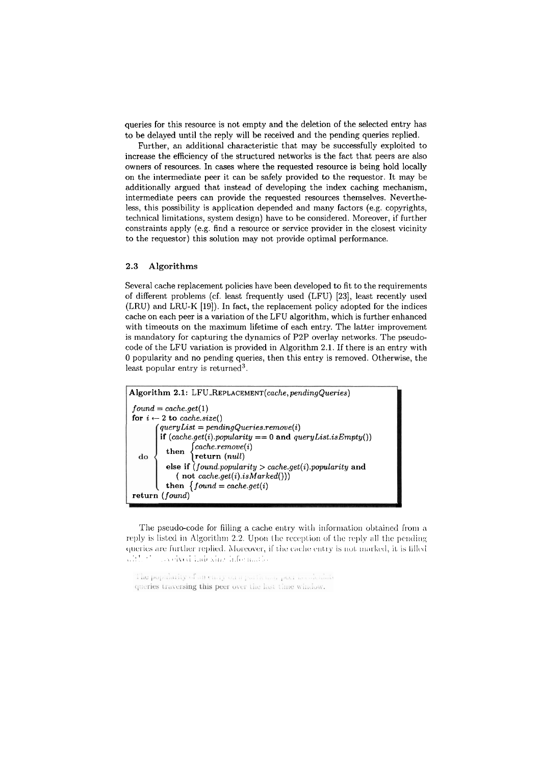queries for this resource is not empty and the deletion of the selected entry has to be delayed until the reply will be received and the pending queries replied.

Further, an additional characteristic that may be successfully exploited to increase the efficiency of the structured networks is the fact that peers are also owners of resources. In cases where the requested resource is being hold locally on the intermediate peer it can be safely provided to the requestor. It may be additionally argued that instead of developing the index caching mechanism, intermediate peers can provide the requested resources themselves. Nevertheless, this possibility is application depended and many factors (e.g. copyrights, technical limitations, system design) have to be considered. Moreover, if further constraints apply (e.g. find a resource or service provider in the closest vicinity to the requestor) this solution may not provide optimal performance.

### 2.3 Algorithms

Several cache replacement policies have been developed to fit to the requirements of different problems (cf. least frequently used (LFU) [23], least recently used (LRU) and LRU-K [19]). In fact, the replacement policy adopted for the indices cache on each peer is a variation of the LFU algorithm, which is further enhanced with timeouts on the maximum lifetime of each entry. The latter improvement is mandatory for capturing the dynamics of P2P overlay networks. The pseudo-code of the LFU variation is provided in Algorithm 2.1. If there is an entry with 0 popularity and no pending queries, then this entry is removed. Otherwise, the least popular entry is returned[3].

**Algorithm 2.1:** LFU_REPLACEMENT(*cache*, *pendingQueries*)

```
found = cache.get(1)
for i ← 2 to cache.size()
  do { queryList = pendingQueries.remove(i)
       if (cache.get(i).popularity == 0 and queryList.isEmpty())
         then { cache.remove(i)
                return (null)
       else if (found.popularity > cache.get(i).popularity and
                ( not cache.get(i).isMarked()))
         then { found = cache.get(i)
return (found)
```

The pseudo-code for filling a cache entry with information obtained from a reply is listed in Algorithm 2.2. Upon the reception of the reply all the pending queries are further replied. Moreover, if the cache entry is not marked, it is filled with the received indexing information.

[3] The popularity of an entry on a particular peer is the number of queries traversing this peer over the last time window.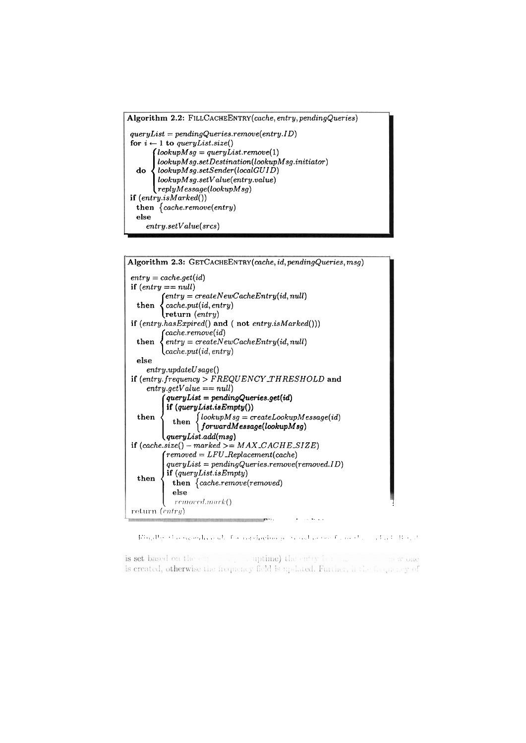**Algorithm 2.2:** FILLCACHEENTRY(*cache, entry, pendingQueries*)

```
queryList = pendingQueries.remove(entry.ID)
for i ← 1 to queryList.size()
  do { lookupMsg = queryList.remove(1)
       lookupMsg.setDestination(lookupMsg.initiator)
       lookupMsg.setSender(localGUID)
       lookupMsg.setValue(entry.value)
       replyMessage(lookupMsg)
if (entry.isMarked())
  then { cache.remove(entry)
  else
     entry.setValue(srcs)
```

**Algorithm 2.3:** GETCACHEENTRY(*cache, id, pendingQueries, msg*)

```
entry = cache.get(id)
if (entry == null)
  then { entry = createNewCacheEntry(id, null)
         cache.put(id, entry)
         return (entry)
if (entry.hasExpired() and ( not entry.isMarked()))
  then { cache.remove(id)
         entry = createNewCacheEntry(id, null)
         cache.put(id, entry)
  else
     entry.updateUsage()
if (entry.frequency > FREQUENCY_THRESHOLD and
    entry.getValue == null)
  then { queryList = pendingQueries.get(id)
         if (queryList.isEmpty())
           then { lookupMsg = createLookupMessage(id)
                  forwardMessage(lookupMsg)
         queryList.add(msg)
if (cache.size() - marked >= MAX_CACHE_SIZE)
  then { removed = LFU_Replacement(cache)
         queryList = pendingQueries.remove(removed.ID)
         if (queryList.isEmpty)
           then { cache.remove(removed)
           else
             removed.mark()
return (entry)
```

is set based on the ... uptime) the entry is ... new one is created, otherwise the frequency field is updated. Further, if the frequency of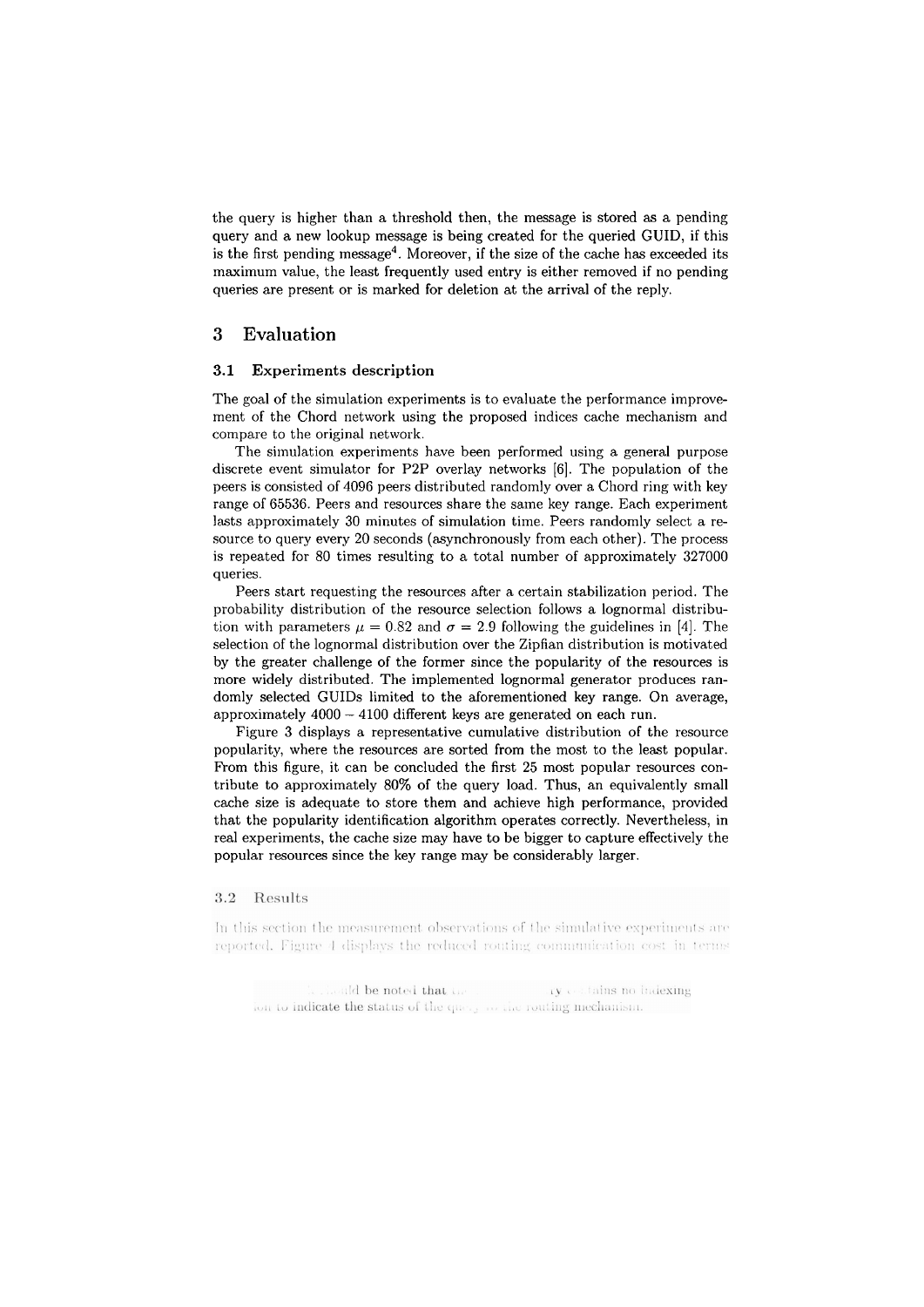the query is higher than a threshold then, the message is stored as a pending query and a new lookup message is being created for the queried GUID, if this is the first pending message[4]. Moreover, if the size of the cache has exceeded its maximum value, the least frequently used entry is either removed if no pending queries are present or is marked for deletion at the arrival of the reply.

## 3 Evaluation

### 3.1 Experiments description

The goal of the simulation experiments is to evaluate the performance improvement of the Chord network using the proposed indices cache mechanism and compare to the original network.

The simulation experiments have been performed using a general purpose discrete event simulator for P2P overlay networks [6]. The population of the peers is consisted of 4096 peers distributed randomly over a Chord ring with key range of 65536. Peers and resources share the same key range. Each experiment lasts approximately 30 minutes of simulation time. Peers randomly select a resource to query every 20 seconds (asynchronously from each other). The process is repeated for 80 times resulting to a total number of approximately 327000 queries.

Peers start requesting the resources after a certain stabilization period. The probability distribution of the resource selection follows a lognormal distribution with parameters $\mu = 0.82$ and $\sigma = 2.9$ following the guidelines in [4]. The selection of the lognormal distribution over the Zipfian distribution is motivated by the greater challenge of the former since the popularity of the resources is more widely distributed. The implemented lognormal generator produces randomly selected GUIDs limited to the aforementioned key range. On average, approximately $4000 - 4100$ different keys are generated on each run.

Figure 3 displays a representative cumulative distribution of the resource popularity, where the resources are sorted from the most to the least popular. From this figure, it can be concluded the first 25 most popular resources contribute to approximately 80% of the query load. Thus, an equivalently small cache size is adequate to store them and achieve high performance, provided that the popularity identification algorithm operates correctly. Nevertheless, in real experiments, the cache size may have to be bigger to capture effectively the popular resources since the key range may be considerably larger.

### 3.2 Results

In this section the measurement observations of the simulative experiments are reported. Figure 4 displays the reduced routing communication cost in terms

[4] It should be noted that the query contains no indexing information to indicate the status of the query to the routing mechanism.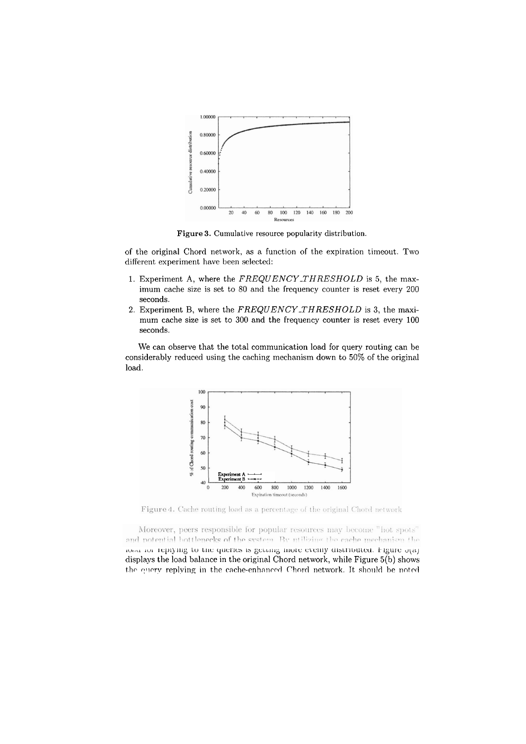Figure 3. Cumulative resource popularity distribution.

of the original Chord network, as a function of the expiration timeout. Two different experiment have been selected:

1. Experiment A, where the *FREQUENCY_THRESHOLD* is 5, the maximum cache size is set to 80 and the frequency counter is reset every 200 seconds.
2. Experiment B, where the *FREQUENCY_THRESHOLD* is 3, the maximum cache size is set to 300 and the frequency counter is reset every 100 seconds.

We can observe that the total communication load for query routing can be considerably reduced using the caching mechanism down to 50% of the original load.

Figure 4. Cache routing load as a percentage of the original Chord network

Moreover, peers responsible for popular resources may become "hot spots" and potential bottlenecks of the system. By utilizing the cache mechanism the load for replying to the queries is getting more evenly distributed. Figure 5(a) displays the load balance in the original Chord network, while Figure 5(b) shows the query replying in the cache-enhanced Chord network. It should be noted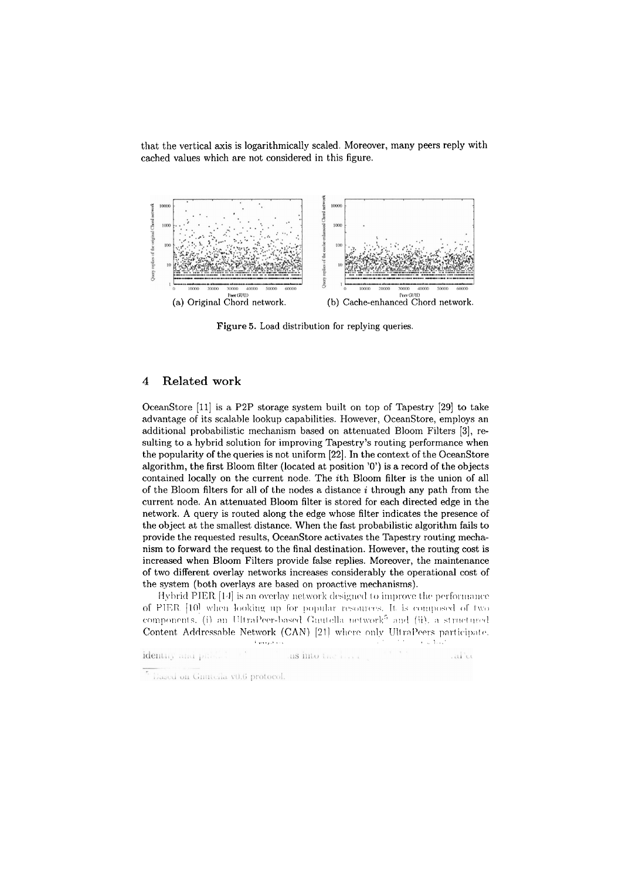that the vertical axis is logarithmically scaled. Moreover, many peers reply with cached values which are not considered in this figure.

(a) Original Chord network. (b) Cache-enhanced Chord network.

**Figure 5.** Load distribution for replying queries.

## 4 Related work

OceanStore [11] is a P2P storage system built on top of Tapestry [29] to take advantage of its scalable lookup capabilities. However, OceanStore, employs an additional probabilistic mechanism based on attenuated Bloom Filters [3], resulting to a hybrid solution for improving Tapestry's routing performance when the popularity of the queries is not uniform [22]. In the context of the OceanStore algorithm, the first Bloom filter (located at position '0') is a record of the objects contained locally on the current node. The $i$th Bloom filter is the union of all of the Bloom filters for all of the nodes a distance $i$ through any path from the current node. An attenuated Bloom filter is stored for each directed edge in the network. A query is routed along the edge whose filter indicates the presence of the object at the smallest distance. When the fast probabilistic algorithm fails to provide the requested results, OceanStore activates the Tapestry routing mechanism to forward the request to the final destination. However, the routing cost is increased when Bloom Filters provide false replies. Moreover, the maintenance of two different overlay networks increases considerably the operational cost of the system (both overlays are based on proactive mechanisms).

Hybrid PIER [14] is an overlay network designed to improve the performance of PIER [10] when looking up for popular resources. It is composed of two components, (i) an UltraPeer-based Gnutella network[5] and (ii), a structured Content Addressable Network (CAN) [21] where only UltraPeers participate.

[5] Based on Gnutella v0.6 protocol.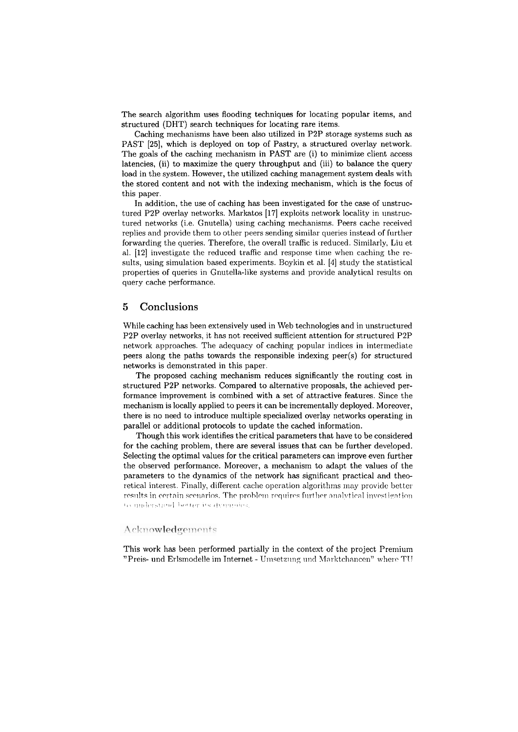The search algorithm uses flooding techniques for locating popular items, and structured (DHT) search techniques for locating rare items.

Caching mechanisms have been also utilized in P2P storage systems such as PAST [25], which is deployed on top of Pastry, a structured overlay network. The goals of the caching mechanism in PAST are (i) to minimize client access latencies, (ii) to maximize the query throughput and (iii) to balance the query load in the system. However, the utilized caching management system deals with the stored content and not with the indexing mechanism, which is the focus of this paper.

In addition, the use of caching has been investigated for the case of unstructured P2P overlay networks. Markatos [17] exploits network locality in unstructured networks (i.e. Gnutella) using caching mechanisms. Peers cache received replies and provide them to other peers sending similar queries instead of further forwarding the queries. Therefore, the overall traffic is reduced. Similarly, Liu et al. [12] investigate the reduced traffic and response time when caching the results, using simulation based experiments. Boykin et al. [4] study the statistical properties of queries in Gnutella-like systems and provide analytical results on query cache performance.

## 5 Conclusions

While caching has been extensively used in Web technologies and in unstructured P2P overlay networks, it has not received sufficient attention for structured P2P network approaches. The adequacy of caching popular indices in intermediate peers along the paths towards the responsible indexing peer(s) for structured networks is demonstrated in this paper.

The proposed caching mechanism reduces significantly the routing cost in structured P2P networks. Compared to alternative proposals, the achieved performance improvement is combined with a set of attractive features. Since the mechanism is locally applied to peers it can be incrementally deployed. Moreover, there is no need to introduce multiple specialized overlay networks operating in parallel or additional protocols to update the cached information.

Though this work identifies the critical parameters that have to be considered for the caching problem, there are several issues that can be further developed. Selecting the optimal values for the critical parameters can improve even further the observed performance. Moreover, a mechanism to adapt the values of the parameters to the dynamics of the network has significant practical and theoretical interest. Finally, different cache operation algorithms may provide better results in certain scenarios. The problem requires further analytical investigation to understand better its dynamics.

## Acknowledgements

This work has been performed partially in the context of the project Premium "Preis- und Erlsmodelle im Internet - Umsetzung und Marktchancen" where TU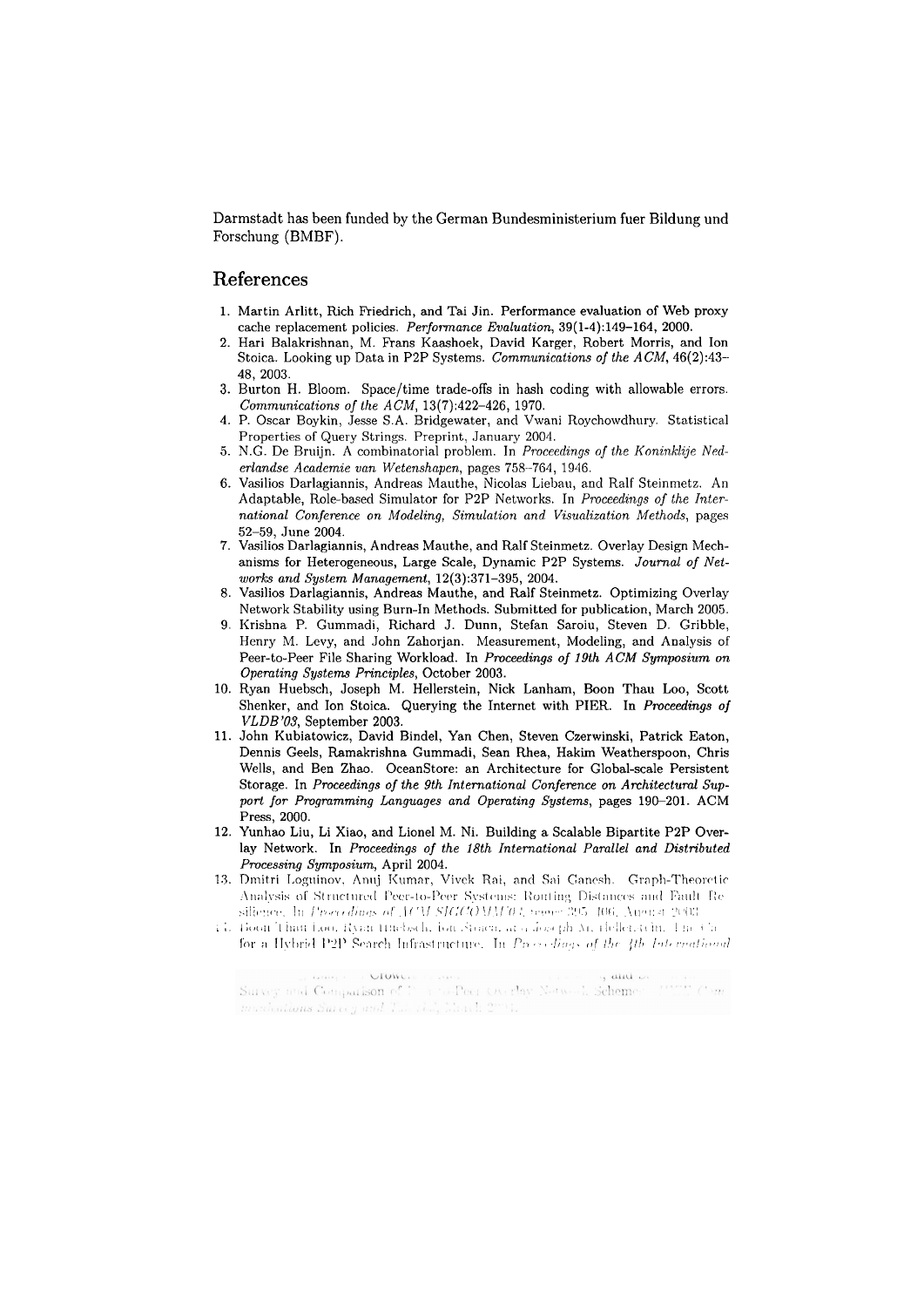Darmstadt has been funded by the German Bundesministerium fuer Bildung und Forschung (BMBF).

## References

1. Martin Arlitt, Rich Friedrich, and Tai Jin. Performance evaluation of Web proxy cache replacement policies. *Performance Evaluation*, 39(1-4):149–164, 2000.
2. Hari Balakrishnan, M. Frans Kaashoek, David Karger, Robert Morris, and Ion Stoica. Looking up Data in P2P Systems. *Communications of the ACM*, 46(2):43–48, 2003.
3. Burton H. Bloom. Space/time trade-offs in hash coding with allowable errors. *Communications of the ACM*, 13(7):422–426, 1970.
4. P. Oscar Boykin, Jesse S.A. Bridgewater, and Vwani Roychowdhury. Statistical Properties of Query Strings. Preprint, January 2004.
5. N.G. De Bruijn. A combinatorial problem. In *Proceedings of the Koninklije Nederlandse Academie van Wetenshapen*, pages 758–764, 1946.
6. Vasilios Darlagiannis, Andreas Mauthe, Nicolas Liebau, and Ralf Steinmetz. An Adaptable, Role-based Simulator for P2P Networks. In *Proceedings of the International Conference on Modeling, Simulation and Visualization Methods*, pages 52–59, June 2004.
7. Vasilios Darlagiannis, Andreas Mauthe, and Ralf Steinmetz. Overlay Design Mechanisms for Heterogeneous, Large Scale, Dynamic P2P Systems. *Journal of Networks and System Management*, 12(3):371–395, 2004.
8. Vasilios Darlagiannis, Andreas Mauthe, and Ralf Steinmetz. Optimizing Overlay Network Stability using Burn-In Methods. Submitted for publication, March 2005.
9. Krishna P. Gummadi, Richard J. Dunn, Stefan Saroiu, Steven D. Gribble, Henry M. Levy, and John Zahorjan. Measurement, Modeling, and Analysis of Peer-to-Peer File Sharing Workload. In *Proceedings of 19th ACM Symposium on Operating Systems Principles*, October 2003.
10. Ryan Huebsch, Joseph M. Hellerstein, Nick Lanham, Boon Thau Loo, Scott Shenker, and Ion Stoica. Querying the Internet with PIER. In *Proceedings of VLDB'03*, September 2003.
11. John Kubiatowicz, David Bindel, Yan Chen, Steven Czerwinski, Patrick Eaton, Dennis Geels, Ramakrishna Gummadi, Sean Rhea, Hakim Weatherspoon, Chris Wells, and Ben Zhao. OceanStore: an Architecture for Global-scale Persistent Storage. In *Proceedings of the 9th International Conference on Architectural Support for Programming Languages and Operating Systems*, pages 190–201. ACM Press, 2000.
12. Yunhao Liu, Li Xiao, and Lionel M. Ni. Building a Scalable Bipartite P2P Overlay Network. In *Proceedings of the 18th International Parallel and Distributed Processing Symposium*, April 2004.
13. Dmitri Loguinov, Anuj Kumar, Vivek Rai, and Sai Ganesh. Graph-Theoretic Analysis of Structured Peer-to-Peer Systems: Routing Distances and Fault Resilience. In *Proceedings of ACM SIGCOMM'03*, pages 395–406, August 2003.
14. Boon Thau Loo, Ryan Huebsch, Ion Stoica, and Joseph M. Hellerstein. The Case for a Hybrid P2P Search Infrastructure. In *Proceedings of the 4th International*

Survey and Comparison of Peer-to-Peer Overlay Network Schemes. *IEEE Communications Survey and Tutorial*, March 2004.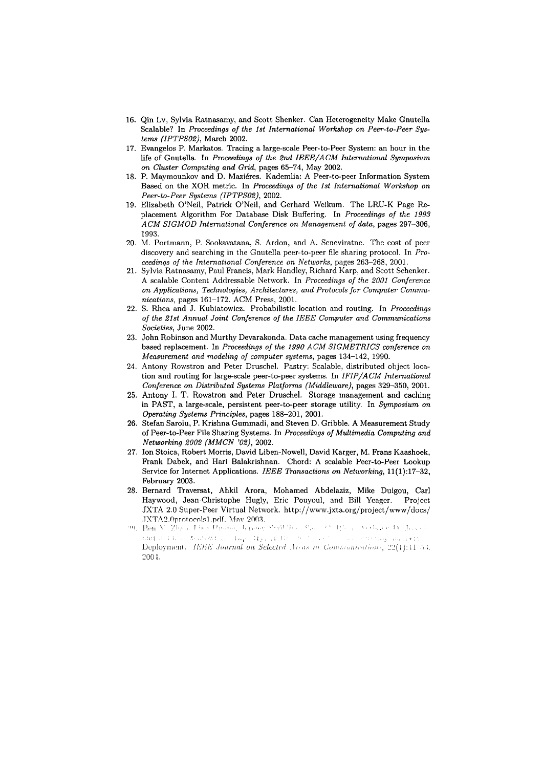16. Qin Lv, Sylvia Ratnasamy, and Scott Shenker. Can Heterogeneity Make Gnutella Scalable? In *Proceedings of the 1st International Workshop on Peer-to-Peer Systems (IPTPS02)*, March 2002.
17. Evangelos P. Markatos. Tracing a large-scale Peer-to-Peer System: an hour in the life of Gnutella. In *Proceedings of the 2nd IEEE/ACM International Symposium on Cluster Computing and Grid*, pages 65–74, May 2002.
18. P. Maymounkov and D. Maziéres. Kademlia: A Peer-to-peer Information System Based on the XOR metric. In *Proceedings of the 1st International Workshop on Peer-to-Peer Systems (IPTPS02)*, 2002.
19. Elizabeth O'Neil, Patrick O'Neil, and Gerhard Weikum. The LRU-K Page Replacement Algorithm For Database Disk Buffering. In *Proceedings of the 1993 ACM SIGMOD International Conference on Management of data*, pages 297–306, 1993.
20. M. Portmann, P. Sookavatana, S. Ardon, and A. Seneviratne. The cost of peer discovery and searching in the Gnutella peer-to-peer file sharing protocol. In *Proceedings of the International Conference on Networks*, pages 263–268, 2001.
21. Sylvia Ratnasamy, Paul Francis, Mark Handley, Richard Karp, and Scott Schenker. A scalable Content Addressable Network. In *Proceedings of the 2001 Conference on Applications, Technologies, Architectures, and Protocols for Computer Communications*, pages 161–172. ACM Press, 2001.
22. S. Rhea and J. Kubiatowicz. Probabilistic location and routing. In *Proceedings of the 21st Annual Joint Conference of the IEEE Computer and Communications Societies*, June 2002.
23. John Robinson and Murthy Devarakonda. Data cache management using frequency based replacement. In *Proceedings of the 1990 ACM SIGMETRICS conference on Measurement and modeling of computer systems*, pages 134–142, 1990.
24. Antony Rowstron and Peter Druschel. Pastry: Scalable, distributed object location and routing for large-scale peer-to-peer systems. In *IFIP/ACM International Conference on Distributed Systems Platforms (Middleware)*, pages 329–350, 2001.
25. Antony I. T. Rowstron and Peter Druschel. Storage management and caching in PAST, a large-scale, persistent peer-to-peer storage utility. In *Symposium on Operating Systems Principles*, pages 188–201, 2001.
26. Stefan Saroiu, P. Krishna Gummadi, and Steven D. Gribble. A Measurement Study of Peer-to-Peer File Sharing Systems. In *Proceedings of Multimedia Computing and Networking 2002 (MMCN '02)*, 2002.
27. Ion Stoica, Robert Morris, David Liben-Nowell, David Karger, M. Frans Kaashoek, Frank Dabek, and Hari Balakrishnan. Chord: A scalable Peer-to-Peer Lookup Service for Internet Applications. *IEEE Transactions on Networking*, 11(1):17–32, February 2003.
28. Bernard Traversat, Ahkil Arora, Mohamed Abdelaziz, Mike Duigou, Carl Haywood, Jean-Christophe Hugly, Eric Pouyoul, and Bill Yeager. Project JXTA 2.0 Super-Peer Virtual Network. http://www.jxta.org/project/www/docs/JXTA2.0protocols1.pdf, May 2003.
29. Ben Y. Zhao, Ling Huang, Jeremy Stribling, Sean C. Rhea, Anthony D. Joseph, and John D. Kubiatowicz. Tapestry: A Resilient Global-scale Overlay for Service Deployment. *IEEE Journal on Selected Areas in Communications*, 22(1):41–53, 2004.